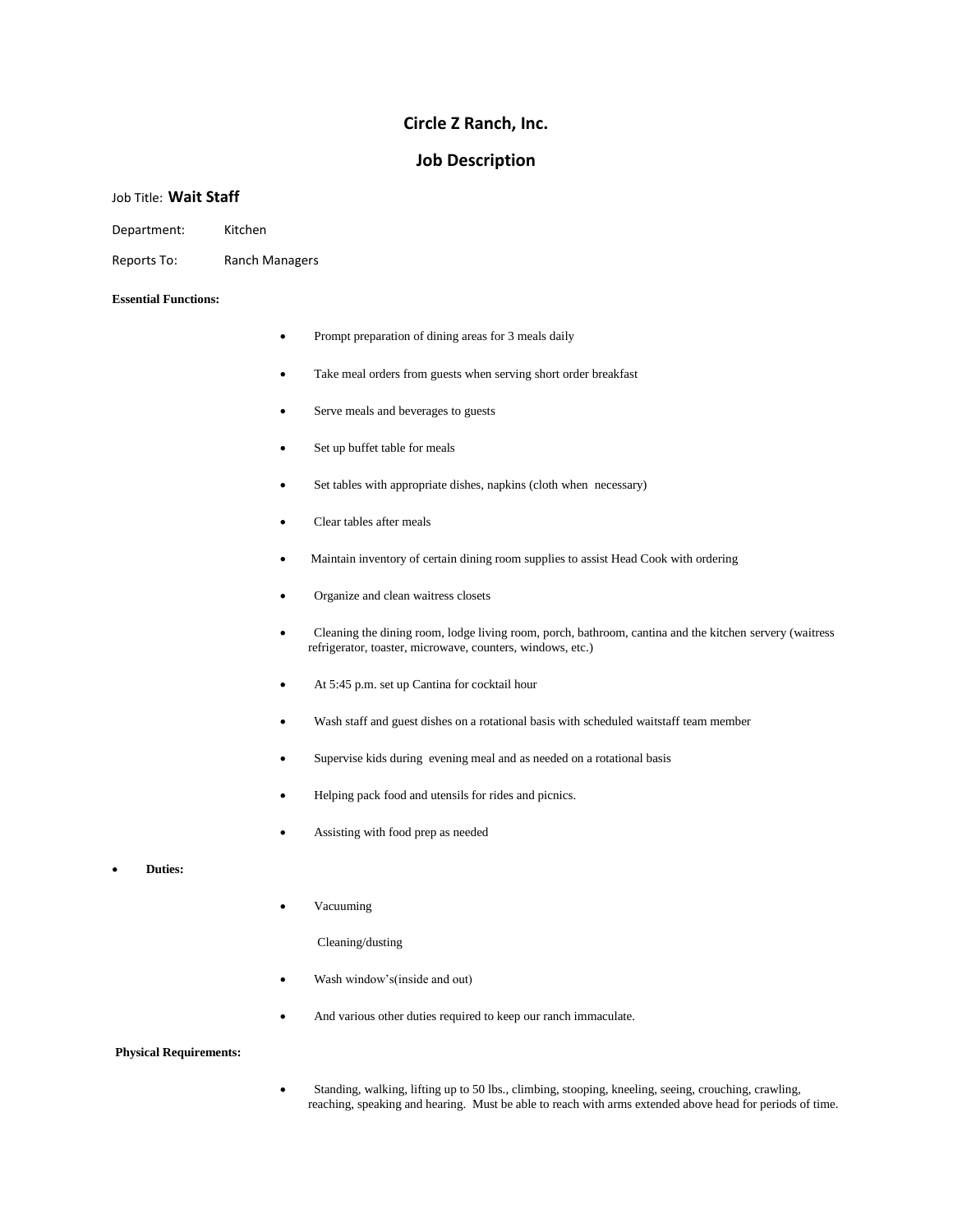# Circle Z Ranch, Inc.

## Job Description

Job Title: **Wait Staff**

Department: Kitchen

Reports To: Ranch Managers

**Essential Functions:**

- Prompt preparation of dining areas for 3 meals daily
- Take meal orders from guests when serving short order breakfast
- Serve meals and beverages to guests
- Set up buffet table for meals
- Set tables with appropriate dishes, napkins (cloth when necessary)
- Clear tables after meals
- Maintain inventory of certain dining room supplies to assist Head Cook with ordering
- Organize and clean waitress closets
- Cleaning the dining room, lodge living room, porch, bathroom, cantina and the kitchen servery (waitress refrigerator, toaster, microwave, counters, windows, etc.)
- At 5:45 p.m. set up Cantina for cocktail hour
- Wash staff and guest dishes on a rotational basis with scheduled waitstaff team member
- Supervise kids during evening meal and as needed on a rotational basis
- Helping pack food and utensils for rides and picnics.
- Assisting with food prep as needed

- **Duties:**

- Vacuuming

  Cleaning/dusting

- Wash window's(inside and out)
- And various other duties required to keep our ranch immaculate.

**Physical Requirements:**

- Standing, walking, lifting up to 50 lbs., climbing, stooping, kneeling, seeing, crouching, crawling, reaching, speaking and hearing. Must be able to reach with arms extended above head for periods of time.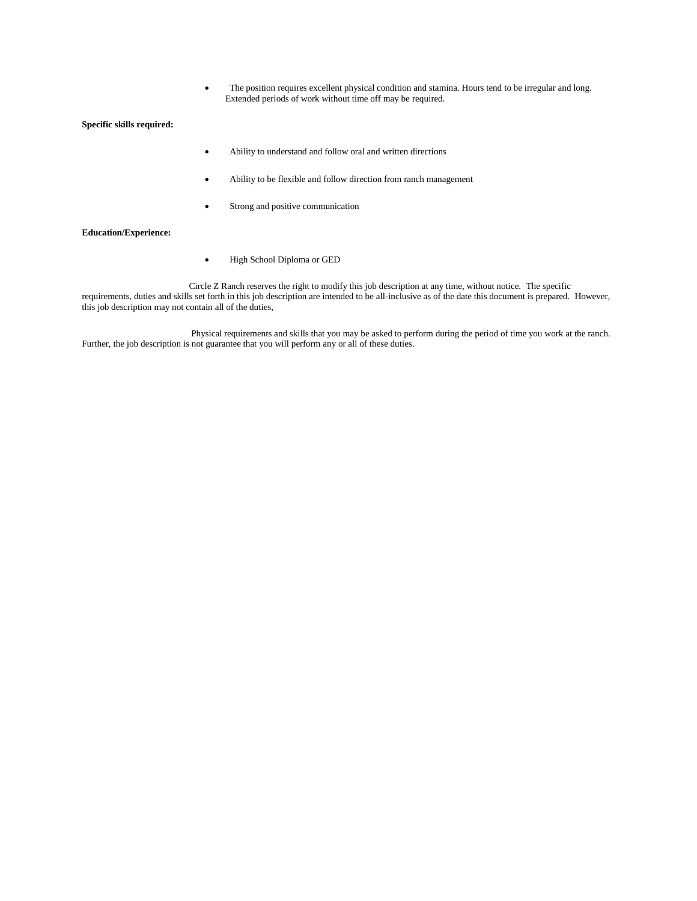- The position requires excellent physical condition and stamina. Hours tend to be irregular and long. Extended periods of work without time off may be required.

**Specific skills required:**

- Ability to understand and follow oral and written directions
- Ability to be flexible and follow direction from ranch management
- Strong and positive communication

**Education/Experience:**

- High School Diploma or GED

Circle Z Ranch reserves the right to modify this job description at any time, without notice. The specific requirements, duties and skills set forth in this job description are intended to be all-inclusive as of the date this document is prepared. However, this job description may not contain all of the duties,

Physical requirements and skills that you may be asked to perform during the period of time you work at the ranch. Further, the job description is not guarantee that you will perform any or all of these duties.